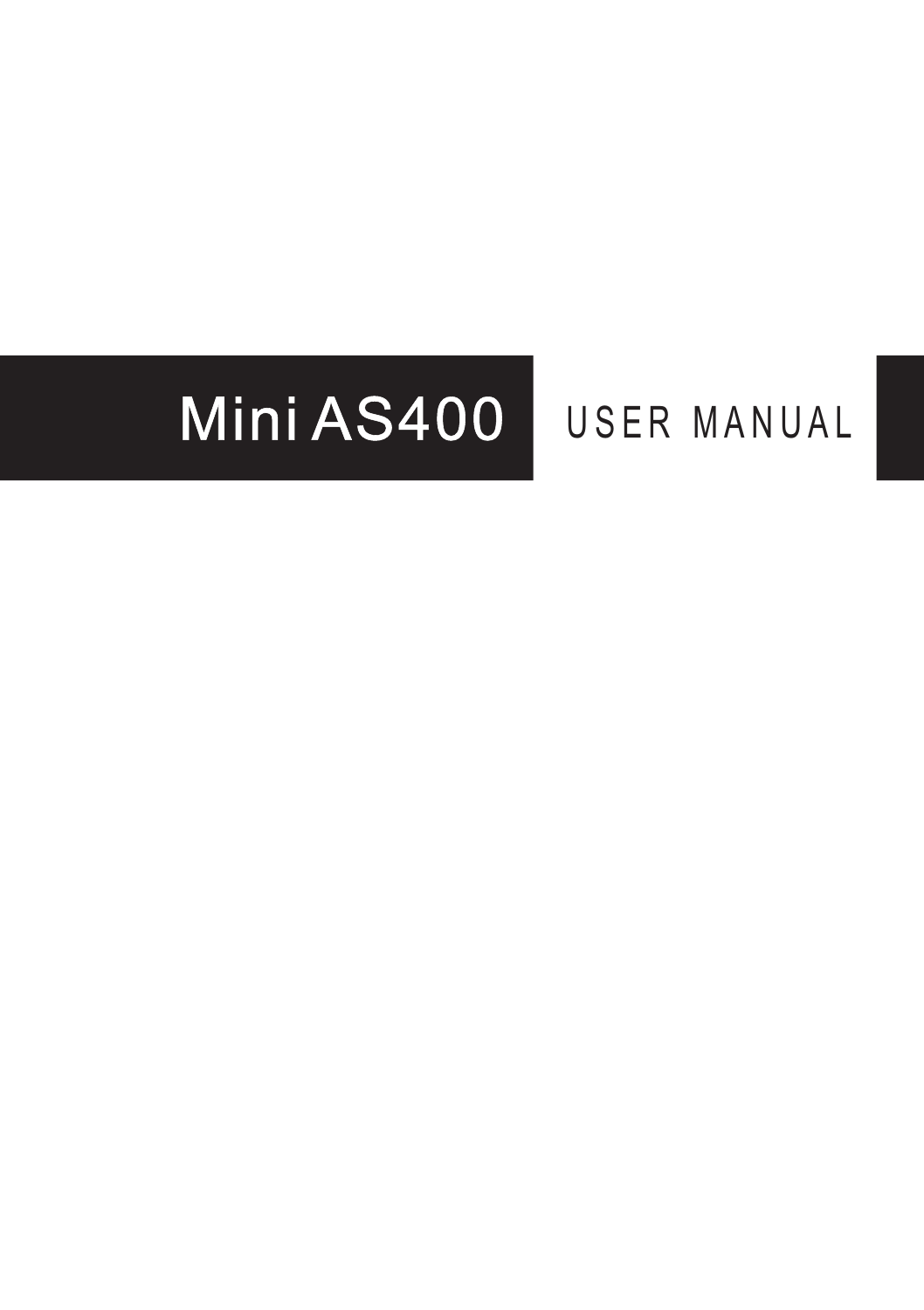# Mini AS400 USER MANUAL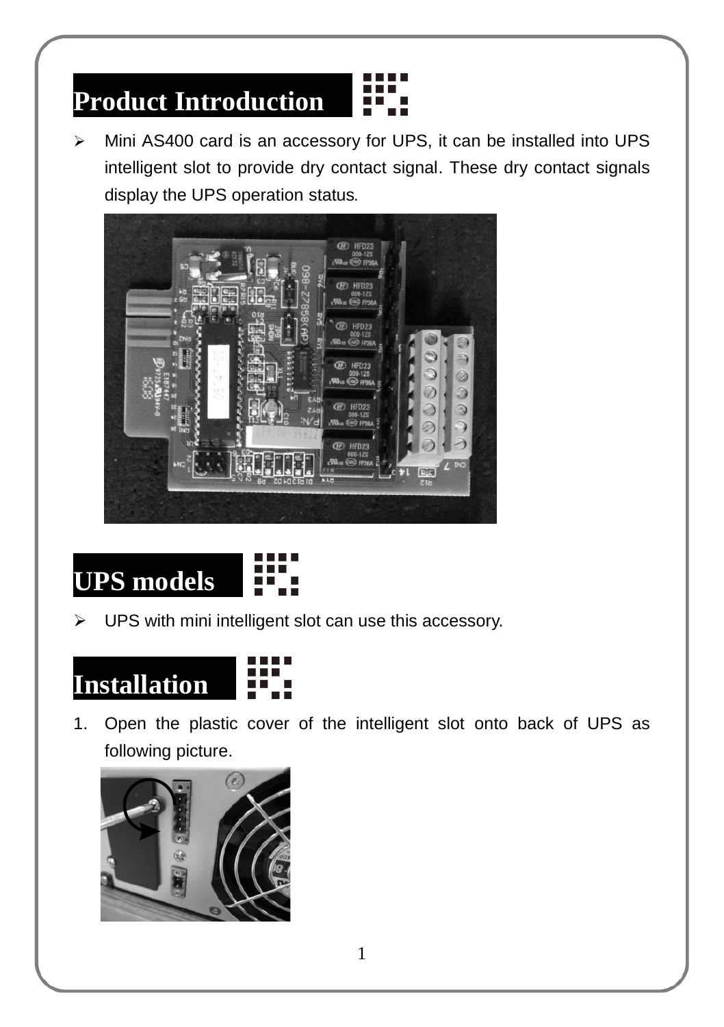# Product Introduction

- Mini AS400 card is an accessory for UPS, it can be installed into UPS intelligent slot to provide dry contact signal. These dry contact signals display the UPS operation status.

# UPS models

- UPS with mini intelligent slot can use this accessory.

# Installation

1. Open the plastic cover of the intelligent slot onto back of UPS as following picture.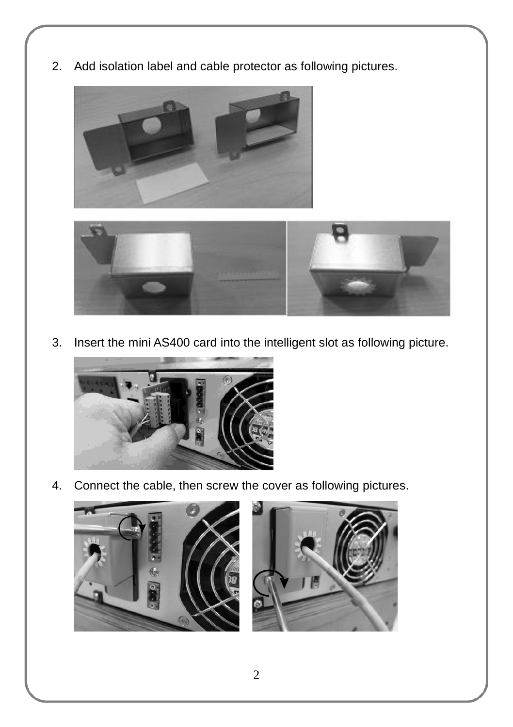2. Add isolation label and cable protector as following pictures.

3. Insert the mini AS400 card into the intelligent slot as following picture.

4. Connect the cable, then screw the cover as following pictures.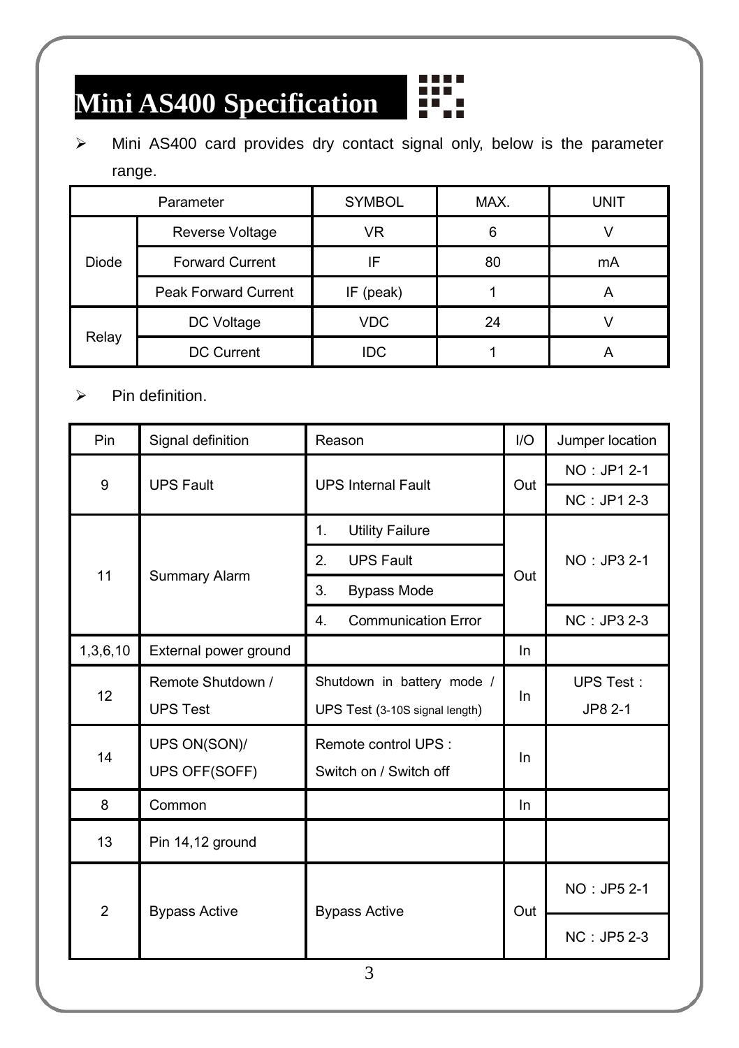# Mini AS400 Specification

- Mini AS400 card provides dry contact signal only, below is the parameter range.

| Parameter | | SYMBOL | MAX. | UNIT |
|---|---|---|---|---|
| Diode | Reverse Voltage | VR | 6 | V |
| | Forward Current | IF | 80 | mA |
| | Peak Forward Current | IF (peak) | 1 | A |
| Relay | DC Voltage | VDC | 24 | V |
| | DC Current | IDC | 1 | A |

- Pin definition.

| Pin | Signal definition | Reason | I/O | Jumper location |
|---|---|---|---|---|
| 9 | UPS Fault | UPS Internal Fault | Out | NO：JP1 2-1 |
| | | | | NC：JP1 2-3 |
| 11 | Summary Alarm | 1. Utility Failure | Out | NO：JP3 2-1 |
| | | 2. UPS Fault | | |
| | | 3. Bypass Mode | | |
| | | 4. Communication Error | | NC：JP3 2-3 |
| 1,3,6,10 | External power ground | | In | |
| 12 | Remote Shutdown / UPS Test | Shutdown in battery mode / UPS Test (3-10S signal length) | In | UPS Test：JP8 2-1 |
| 14 | UPS ON(SON)/ UPS OFF(SOFF) | Remote control UPS : Switch on / Switch off | In | |
| 8 | Common | | In | |
| 13 | Pin 14,12 ground | | | |
| 2 | Bypass Active | Bypass Active | Out | NO：JP5 2-1 |
| | | | | NC：JP5 2-3 |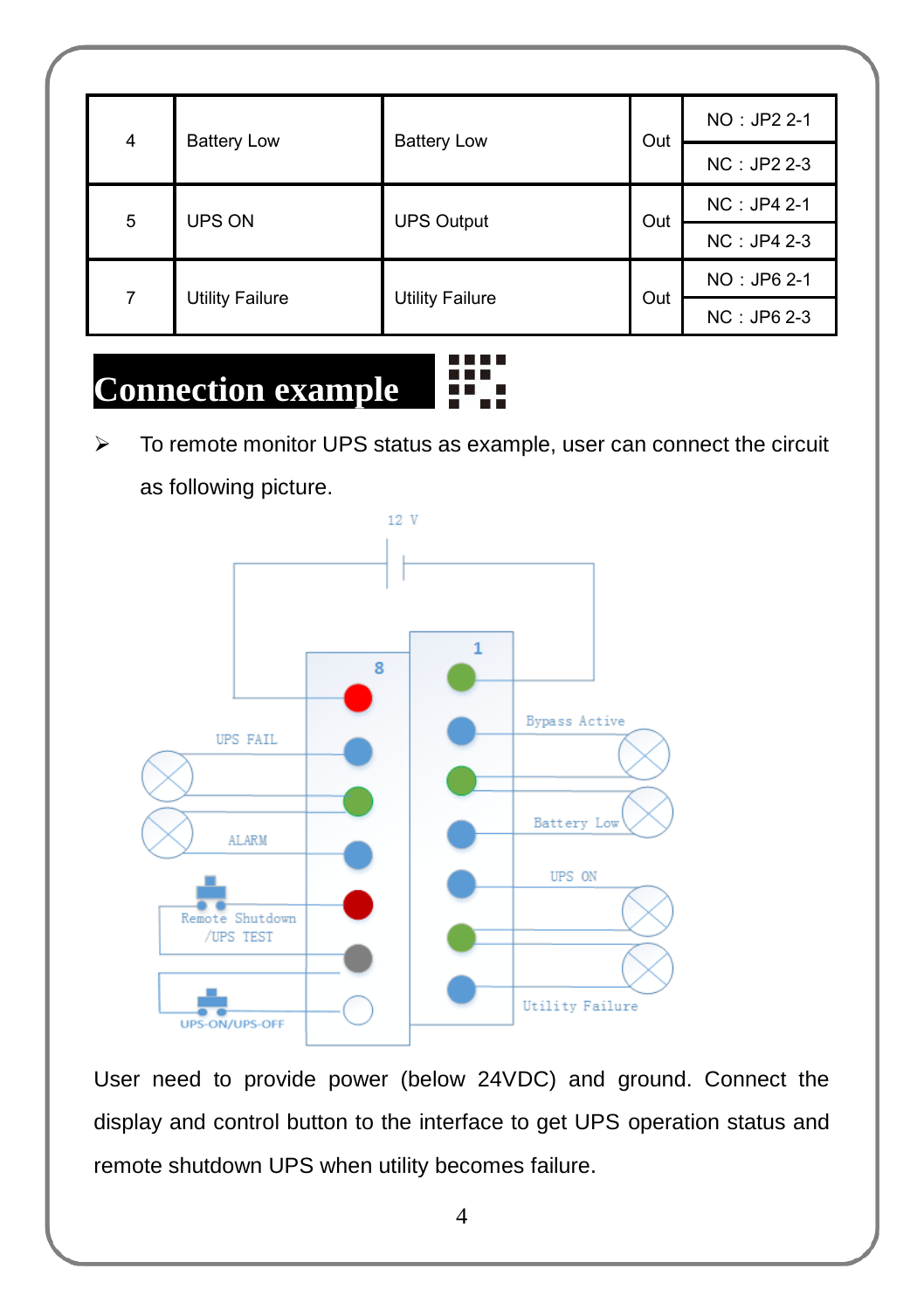| 4 | Battery Low | Battery Low | Out | NO：JP2 2-1 |
|---|---|---|---|---|
| | | | | NC：JP2 2-3 |
| 5 | UPS ON | UPS Output | Out | NC：JP4 2-1 |
| | | | | NC：JP4 2-3 |
| 7 | Utility Failure | Utility Failure | Out | NO：JP6 2-1 |
| | | | | NC：JP6 2-3 |

## Connection example

- To remote monitor UPS status as example, user can connect the circuit as following picture.

12 V

8

1

UPS FAIL

ALARM

Remote Shutdown /UPS TEST

UPS-ON/UPS-OFF

Bypass Active

Battery Low

UPS ON

Utility Failure

User need to provide power (below 24VDC) and ground. Connect the display and control button to the interface to get UPS operation status and remote shutdown UPS when utility becomes failure.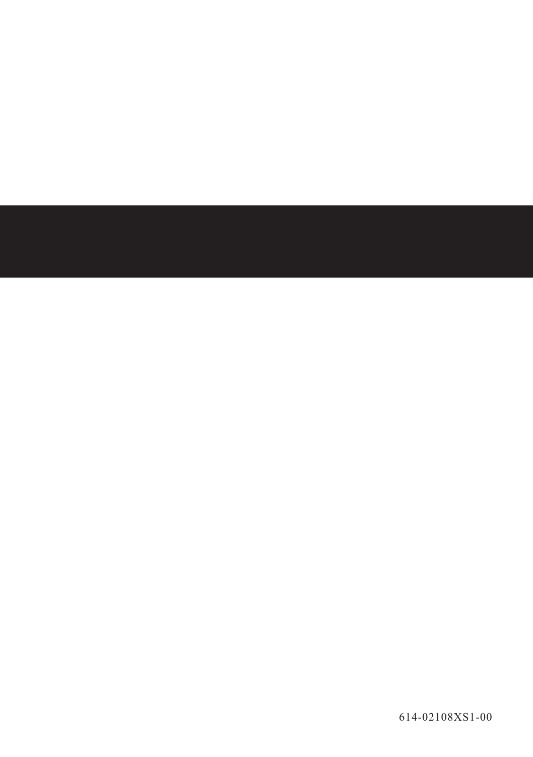614-02108XS1-00